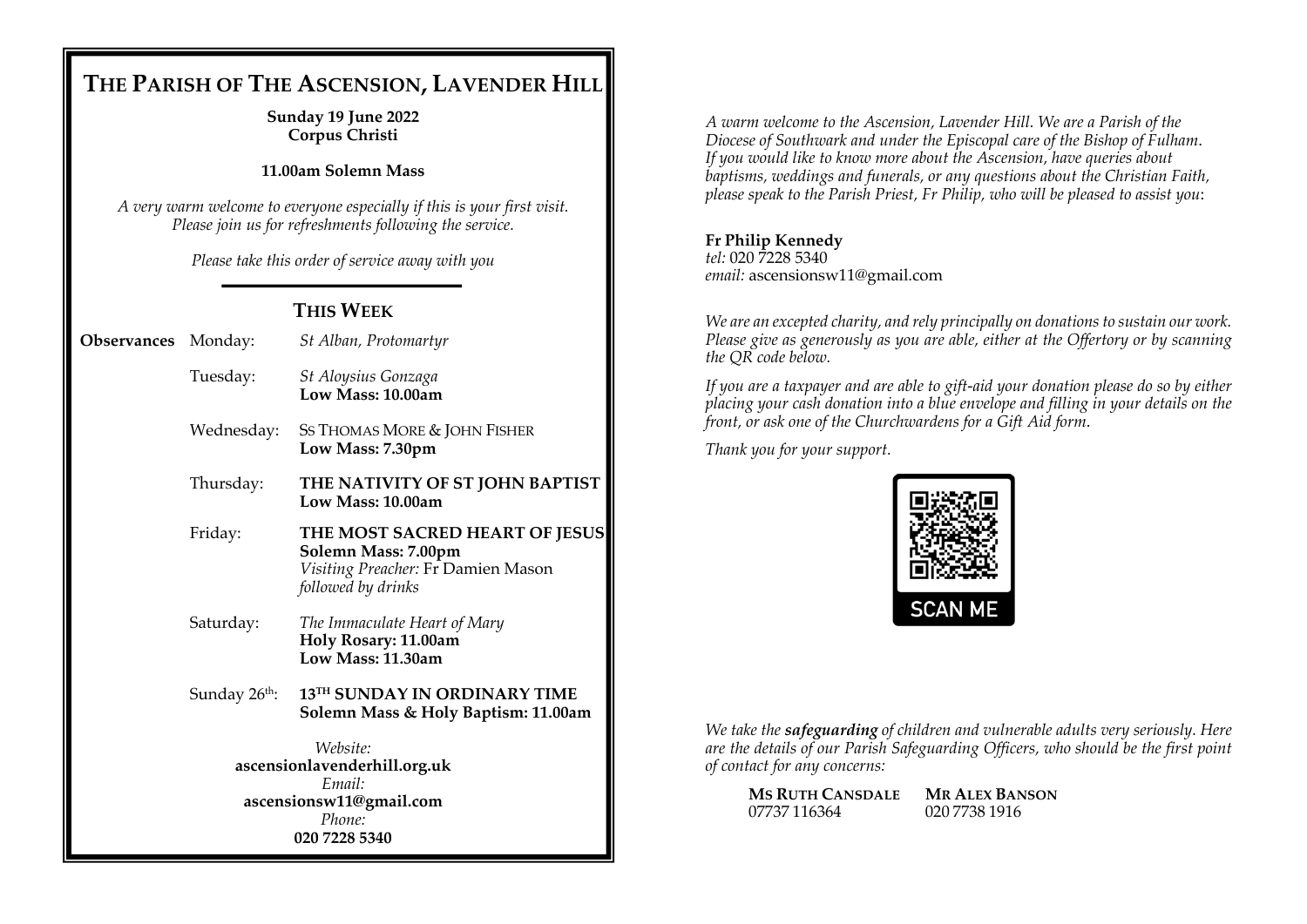# THE PARISH OF THE ASCENSION, LAVENDER HILL

**Sunday 19 June 2022**
**Corpus Christi**

**11.00am Solemn Mass**

*A very warm welcome to everyone especially if this is your first visit. Please join us for refreshments following the service.*

*Please take this order of service away with you*

## THIS WEEK

| | | |
|---|---|---|
| **Observances** | Monday: | *St Alban, Protomartyr* |
| | Tuesday: | *St Aloysius Gonzaga* **Low Mass: 10.00am** |
| | Wednesday: | SS THOMAS MORE & JOHN FISHER **Low Mass: 7.30pm** |
| | Thursday: | **THE NATIVITY OF ST JOHN BAPTIST** **Low Mass: 10.00am** |
| | Friday: | **THE MOST SACRED HEART OF JESUS** **Solemn Mass: 7.00pm** *Visiting Preacher:* Fr Damien Mason *followed by drinks* |
| | Saturday: | *The Immaculate Heart of Mary* **Holy Rosary: 11.00am** **Low Mass: 11.30am** |
| | Sunday 26th: | **13TH SUNDAY IN ORDINARY TIME** **Solemn Mass & Holy Baptism: 11.00am** |

*Website:*
**ascensionlavenderhill.org.uk**
*Email:*
**ascensionsw11@gmail.com**
*Phone:*
**020 7228 5340**

*A warm welcome to the Ascension, Lavender Hill. We are a Parish of the Diocese of Southwark and under the Episcopal care of the Bishop of Fulham. If you would like to know more about the Ascension, have queries about baptisms, weddings and funerals, or any questions about the Christian Faith, please speak to the Parish Priest, Fr Philip, who will be pleased to assist you*:

**Fr Philip Kennedy**
*tel:* 020 7228 5340
*email:* ascensionsw11@gmail.com

*We are an excepted charity, and rely principally on donations to sustain our work. Please give as generously as you are able, either at the Offertory or by scanning the QR code below.*

*If you are a taxpayer and are able to gift-aid your donation please do so by either placing your cash donation into a blue envelope and filling in your details on the front, or ask one of the Churchwardens for a Gift Aid form.*

*Thank you for your support.*

SCAN ME

*We take the **safeguarding** of children and vulnerable adults very seriously. Here are the details of our Parish Safeguarding Officers, who should be the first point of contact for any concerns:*

| MS RUTH CANSDALE | MR ALEX BANSON |
|---|---|
| 07737 116364 | 020 7738 1916 |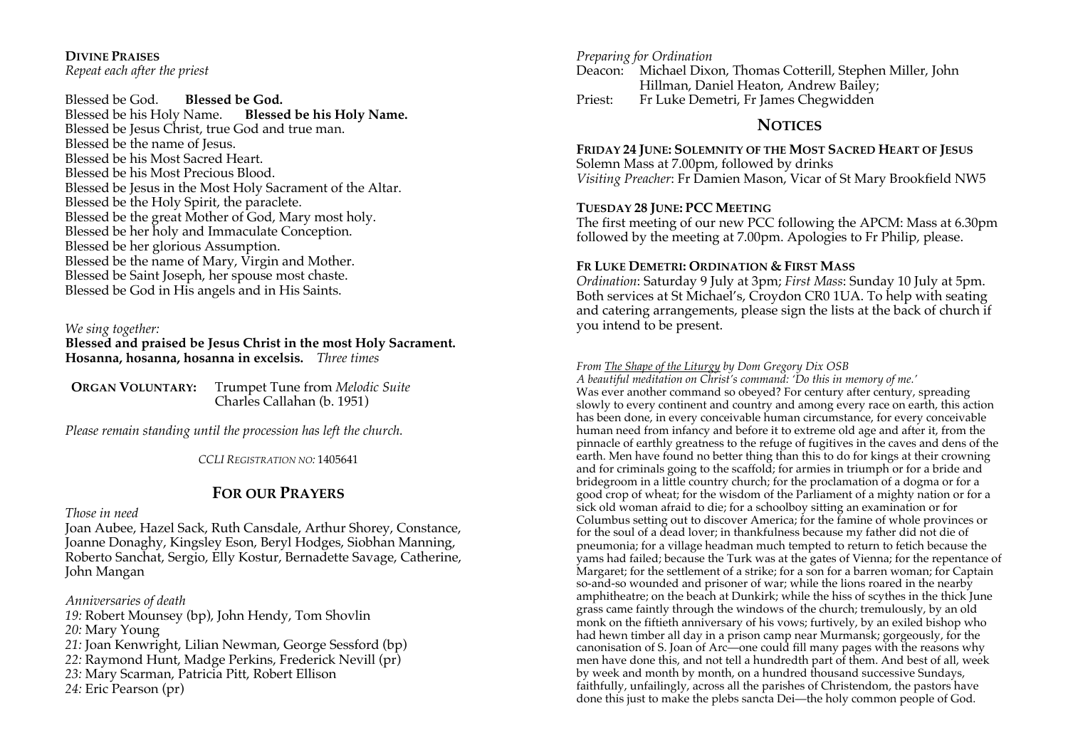**DIVINE PRAISES**
*Repeat each after the priest*

Blessed be God. **Blessed be God.**
Blessed be his Holy Name. **Blessed be his Holy Name.**
Blessed be Jesus Christ, true God and true man.
Blessed be the name of Jesus.
Blessed be his Most Sacred Heart.
Blessed be his Most Precious Blood.
Blessed be Jesus in the Most Holy Sacrament of the Altar.
Blessed be the Holy Spirit, the paraclete.
Blessed be the great Mother of God, Mary most holy.
Blessed be her holy and Immaculate Conception.
Blessed be her glorious Assumption.
Blessed be the name of Mary, Virgin and Mother.
Blessed be Saint Joseph, her spouse most chaste.
Blessed be God in His angels and in His Saints.

*We sing together:*
**Blessed and praised be Jesus Christ in the most Holy Sacrament.**
**Hosanna, hosanna, hosanna in excelsis.** *Three times*

**ORGAN VOLUNTARY:** Trumpet Tune from *Melodic Suite*
Charles Callahan (b. 1951)

*Please remain standing until the procession has left the church.*

*CCLI REGISTRATION NO:* 1405641

## FOR OUR PRAYERS

*Those in need*
Joan Aubee, Hazel Sack, Ruth Cansdale, Arthur Shorey, Constance, Joanne Donaghy, Kingsley Eson, Beryl Hodges, Siobhan Manning, Roberto Sanchat, Sergio, Elly Kostur, Bernadette Savage, Catherine, John Mangan

*Anniversaries of death*
*19:* Robert Mounsey (bp), John Hendy, Tom Shovlin
*20:* Mary Young
*21:* Joan Kenwright, Lilian Newman, George Sessford (bp)
*22:* Raymond Hunt, Madge Perkins, Frederick Nevill (pr)
*23:* Mary Scarman, Patricia Pitt, Robert Ellison
*24:* Eric Pearson (pr)

*Preparing for Ordination*
Deacon: Michael Dixon, Thomas Cotterill, Stephen Miller, John Hillman, Daniel Heaton, Andrew Bailey;
Priest: Fr Luke Demetri, Fr James Chegwidden

## NOTICES

**FRIDAY 24 JUNE: SOLEMNITY OF THE MOST SACRED HEART OF JESUS**
Solemn Mass at 7.00pm, followed by drinks
*Visiting Preacher*: Fr Damien Mason, Vicar of St Mary Brookfield NW5

**TUESDAY 28 JUNE: PCC MEETING**
The first meeting of our new PCC following the APCM: Mass at 6.30pm followed by the meeting at 7.00pm. Apologies to Fr Philip, please.

**FR LUKE DEMETRI: ORDINATION & FIRST MASS**
*Ordination*: Saturday 9 July at 3pm; *First Mass*: Sunday 10 July at 5pm. Both services at St Michael's, Croydon CR0 1UA. To help with seating and catering arrangements, please sign the lists at the back of church if you intend to be present.

*From The Shape of the Liturgy by Dom Gregory Dix OSB*
*A beautiful meditation on Christ's command: 'Do this in memory of me.'*
Was ever another command so obeyed? For century after century, spreading slowly to every continent and country and among every race on earth, this action has been done, in every conceivable human circumstance, for every conceivable human need from infancy and before it to extreme old age and after it, from the pinnacle of earthly greatness to the refuge of fugitives in the caves and dens of the earth. Men have found no better thing than this to do for kings at their crowning and for criminals going to the scaffold; for armies in triumph or for a bride and bridegroom in a little country church; for the proclamation of a dogma or for a good crop of wheat; for the wisdom of the Parliament of a mighty nation or for a sick old woman afraid to die; for a schoolboy sitting an examination or for Columbus setting out to discover America; for the famine of whole provinces or for the soul of a dead lover; in thankfulness because my father did not die of pneumonia; for a village headman much tempted to return to fetich because the yams had failed; because the Turk was at the gates of Vienna; for the repentance of Margaret; for the settlement of a strike; for a son for a barren woman; for Captain so-and-so wounded and prisoner of war; while the lions roared in the nearby amphitheatre; on the beach at Dunkirk; while the hiss of scythes in the thick June grass came faintly through the windows of the church; tremulously, by an old monk on the fiftieth anniversary of his vows; furtively, by an exiled bishop who had hewn timber all day in a prison camp near Murmansk; gorgeously, for the canonisation of S. Joan of Arc—one could fill many pages with the reasons why men have done this, and not tell a hundredth part of them. And best of all, week by week and month by month, on a hundred thousand successive Sundays, faithfully, unfailingly, across all the parishes of Christendom, the pastors have done this just to make the plebs sancta Dei—the holy common people of God.